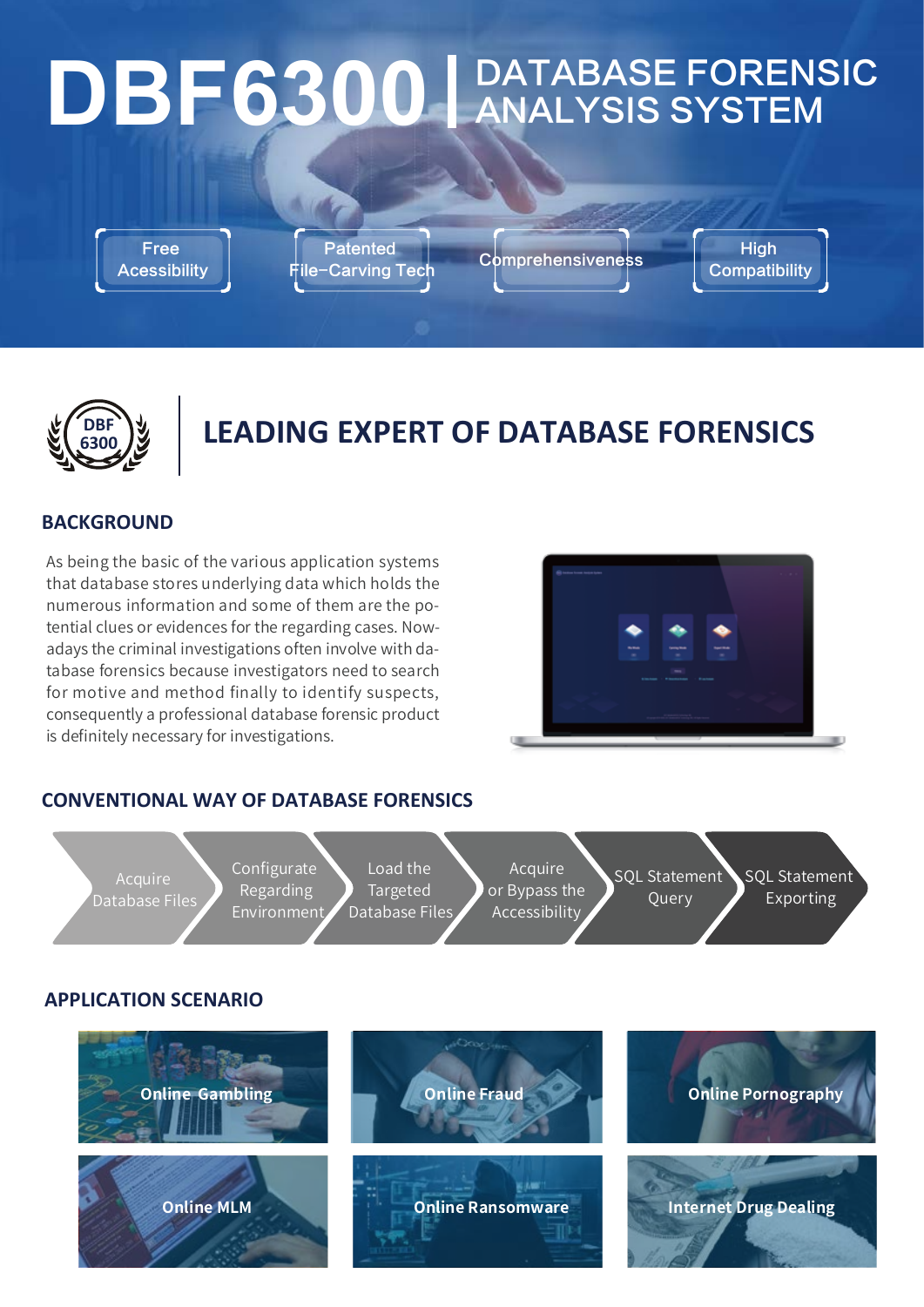# DBF6300 | DATABASE FORENSIC ANALYSIS SYSTEM

- Free Accessibility
- Patented File-Carving Tech
- Comprehensiveness
- High Compatibility

## LEADING EXPERT OF DATABASE FORENSICS

### BACKGROUND

As being the basic of the various application systems that database stores underlying data which holds the numerous information and some of them are the potential clues or evidences for the regarding cases. Nowadays the criminal investigations often involve with database forensics because investigators need to search for motive and method finally to identify suspects, consequently a professional database forensic product is definitely necessary for investigations.

### CONVENTIONAL WAY OF DATABASE FORENSICS

1. Acquire Database Files
2. Configurate Regarding Environment
3. Load the Targeted Database Files
4. Acquire or Bypass the Accessibility
5. SQL Statement Query
6. SQL Statement Exporting

### APPLICATION SCENARIO

- Online Gambling
- Online Fraud
- Online Pornography
- Online MLM
- Online Ransomware
- Internet Drug Dealing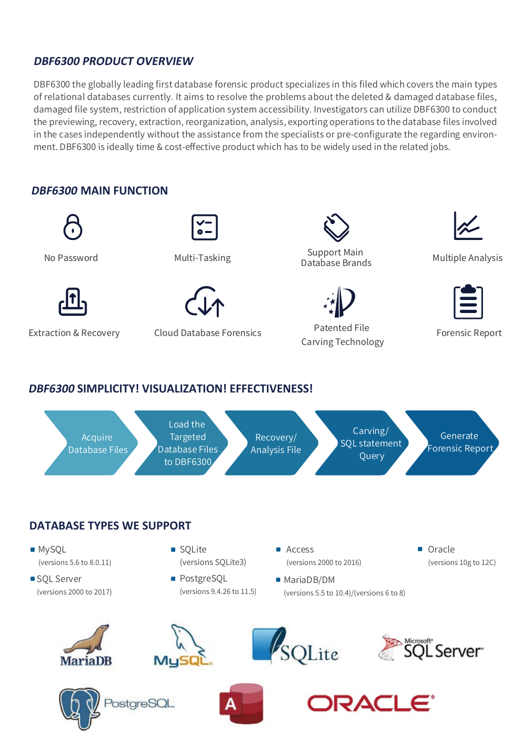## *DBF6300 PRODUCT OVERVIEW*

DBF6300 the globally leading first database forensic product specializes in this filed which covers the main types of relational databases currently. It aims to resolve the problems about the deleted & damaged database files, damaged file system, restriction of application system accessibility. Investigators can utilize DBF6300 to conduct the previewing, recovery, extraction, reorganization, analysis, exporting operations to the database files involved in the cases independently without the assistance from the specialists or pre-configurate the regarding environment. DBF6300 is ideally time & cost-effective product which has to be widely used in the related jobs.

## *DBF6300* MAIN FUNCTION

- No Password
- Multi-Tasking
- Support Main Database Brands
- Multiple Analysis
- Extraction & Recovery
- Cloud Database Forensics
- Patented File Carving Technology
- Forensic Report

## *DBF6300* SIMPLICITY! VISUALIZATION! EFFECTIVENESS!

Acquire Database Files → Load the Targeted Database Files to DBF6300 → Recovery/ Analysis File → Carving/ SQL statement Query → Generate Forensic Report

## DATABASE TYPES WE SUPPORT

- MySQL (versions 5.6 to 8.0.11)
- SQL Server (versions 2000 to 2017)
- SQLite (versions SQLite3)
- PostgreSQL (versions 9.4.26 to 11.5)
- Access (versions 2000 to 2016)
- MariaDB/DM (versions 5.5 to 10.4)/(versions 6 to 8)
- Oracle (versions 10g to 12C)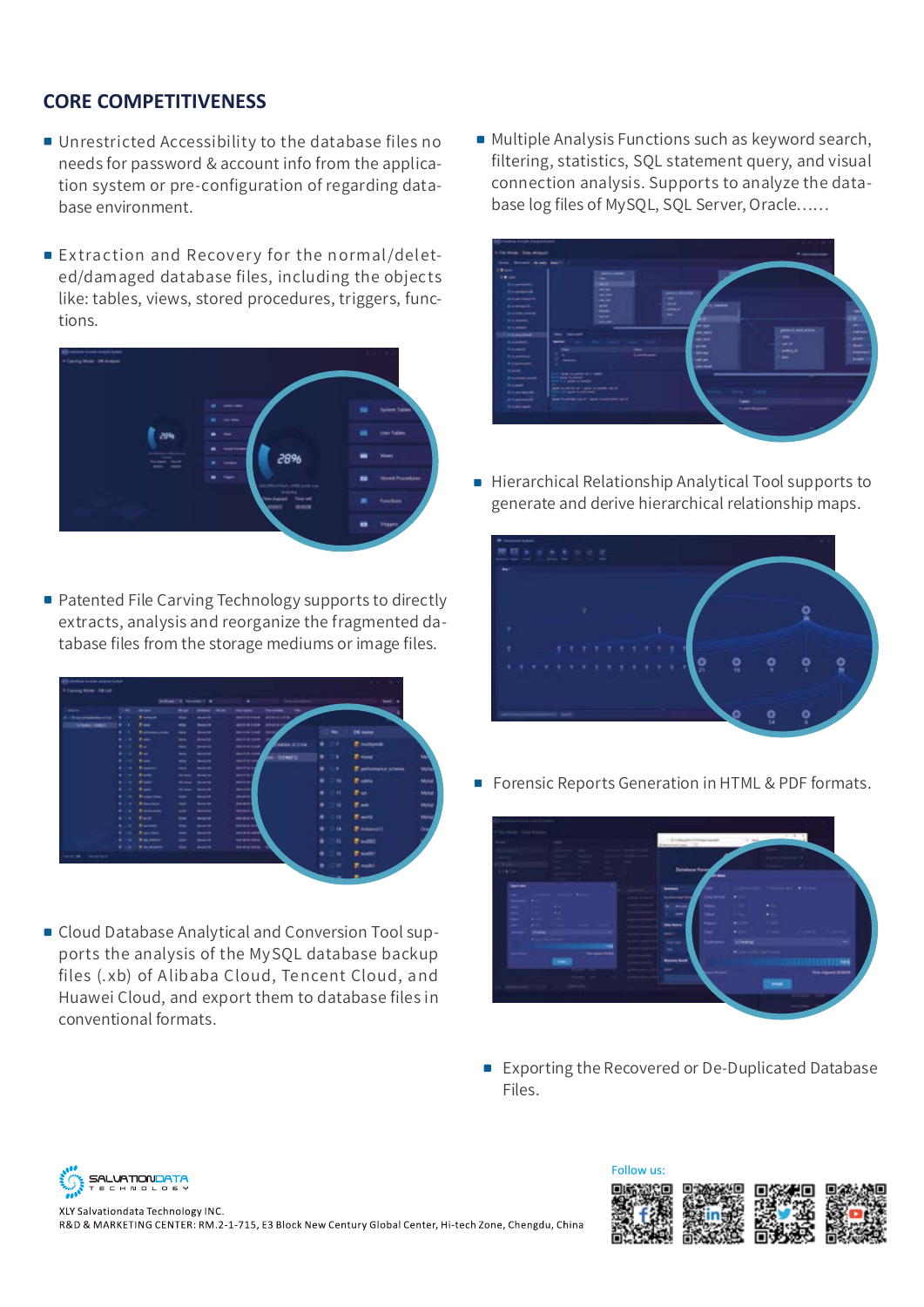## CORE COMPETITIVENESS

- Unrestricted Accessibility to the database files no needs for password & account info from the application system or pre-configuration of regarding database environment.

- Extraction and Recovery for the normal/deleted/damaged database files, including the objects like: tables, views, stored procedures, triggers, functions.

- Patented File Carving Technology supports to directly extracts, analysis and reorganize the fragmented database files from the storage mediums or image files.

- Cloud Database Analytical and Conversion Tool supports the analysis of the MySQL database backup files (.xb) of Alibaba Cloud, Tencent Cloud, and Huawei Cloud, and export them to database files in conventional formats.

- Multiple Analysis Functions such as keyword search, filtering, statistics, SQL statement query, and visual connection analysis. Supports to analyze the database log files of MySQL, SQL Server, Oracle......

- Hierarchical Relationship Analytical Tool supports to generate and derive hierarchical relationship maps.

- Forensic Reports Generation in HTML & PDF formats.

- Exporting the Recovered or De-Duplicated Database Files.

SALVATIONDATA TECHNOLOGY

XLY Salvationdata Technology INC.
R&D & MARKETING CENTER: RM.2-1-715, E3 Block New Century Global Center, Hi-tech Zone, Chengdu, China

Follow us: